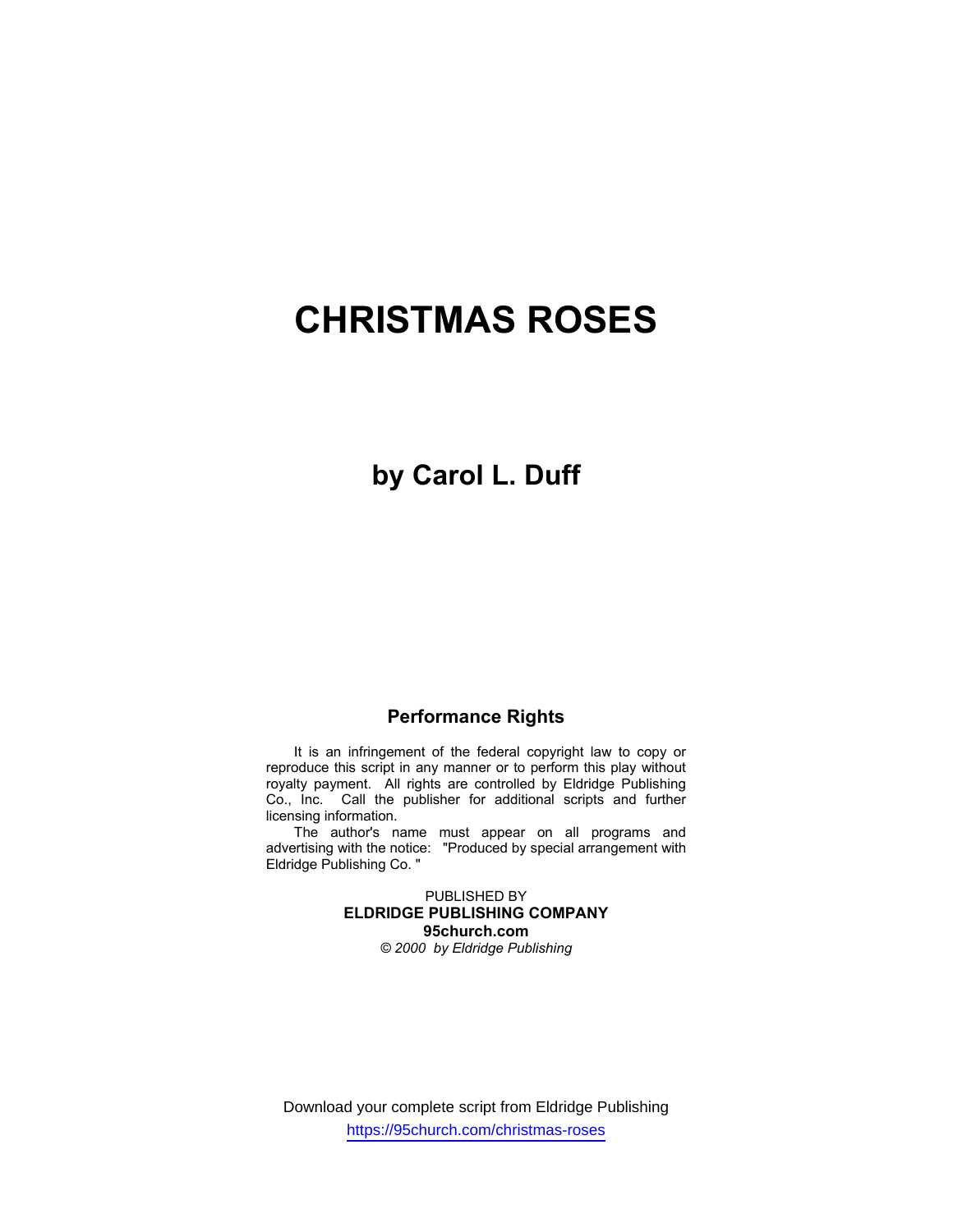# CHRISTMAS ROSES

## by Carol L. Duff

### Performance Rights

It is an infringement of the federal copyright law to copy or reproduce this script in any manner or to perform this play without royalty payment. All rights are controlled by Eldridge Publishing Co., Inc. Call the publisher for additional scripts and further licensing information.

The author's name must appear on all programs and advertising with the notice: "Produced by special arrangement with Eldridge Publishing Co."

PUBLISHED BY
**ELDRIDGE PUBLISHING COMPANY**
**95church.com**
*© 2000 by Eldridge Publishing*

Download your complete script from Eldridge Publishing
https://95church.com/christmas-roses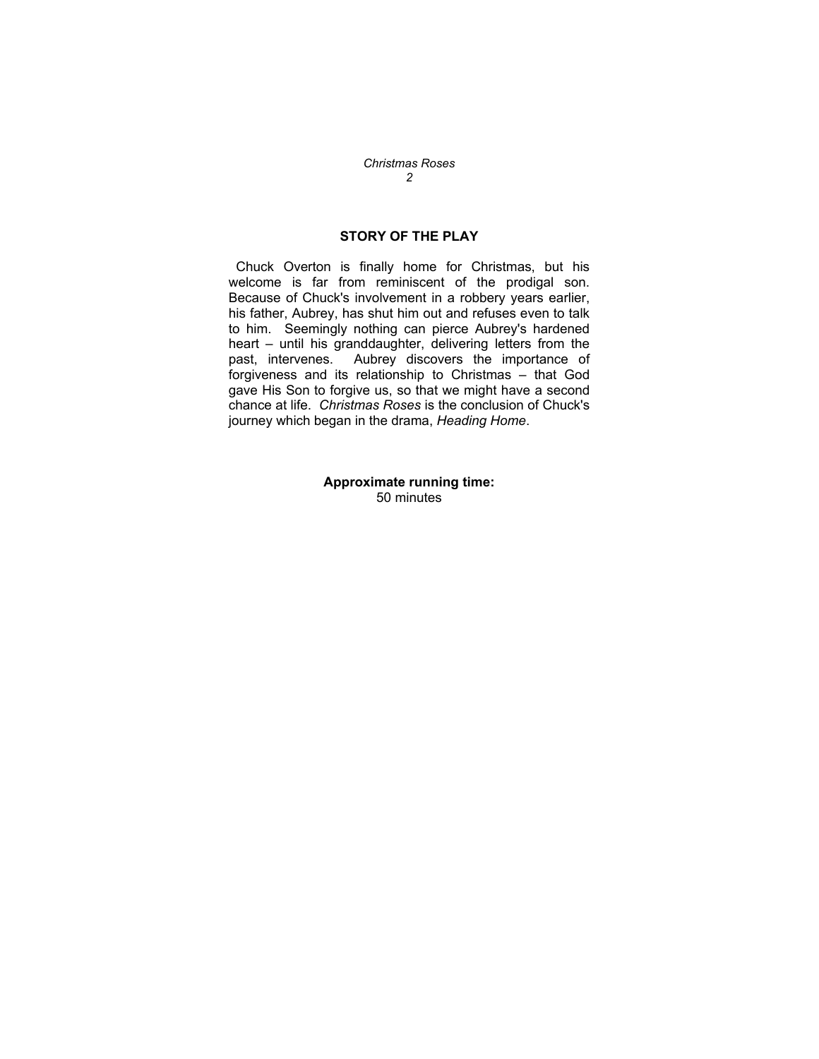## STORY OF THE PLAY

Chuck Overton is finally home for Christmas, but his welcome is far from reminiscent of the prodigal son. Because of Chuck's involvement in a robbery years earlier, his father, Aubrey, has shut him out and refuses even to talk to him. Seemingly nothing can pierce Aubrey's hardened heart – until his granddaughter, delivering letters from the past, intervenes. Aubrey discovers the importance of forgiveness and its relationship to Christmas – that God gave His Son to forgive us, so that we might have a second chance at life. *Christmas Roses* is the conclusion of Chuck's journey which began in the drama, *Heading Home*.

**Approximate running time:**
50 minutes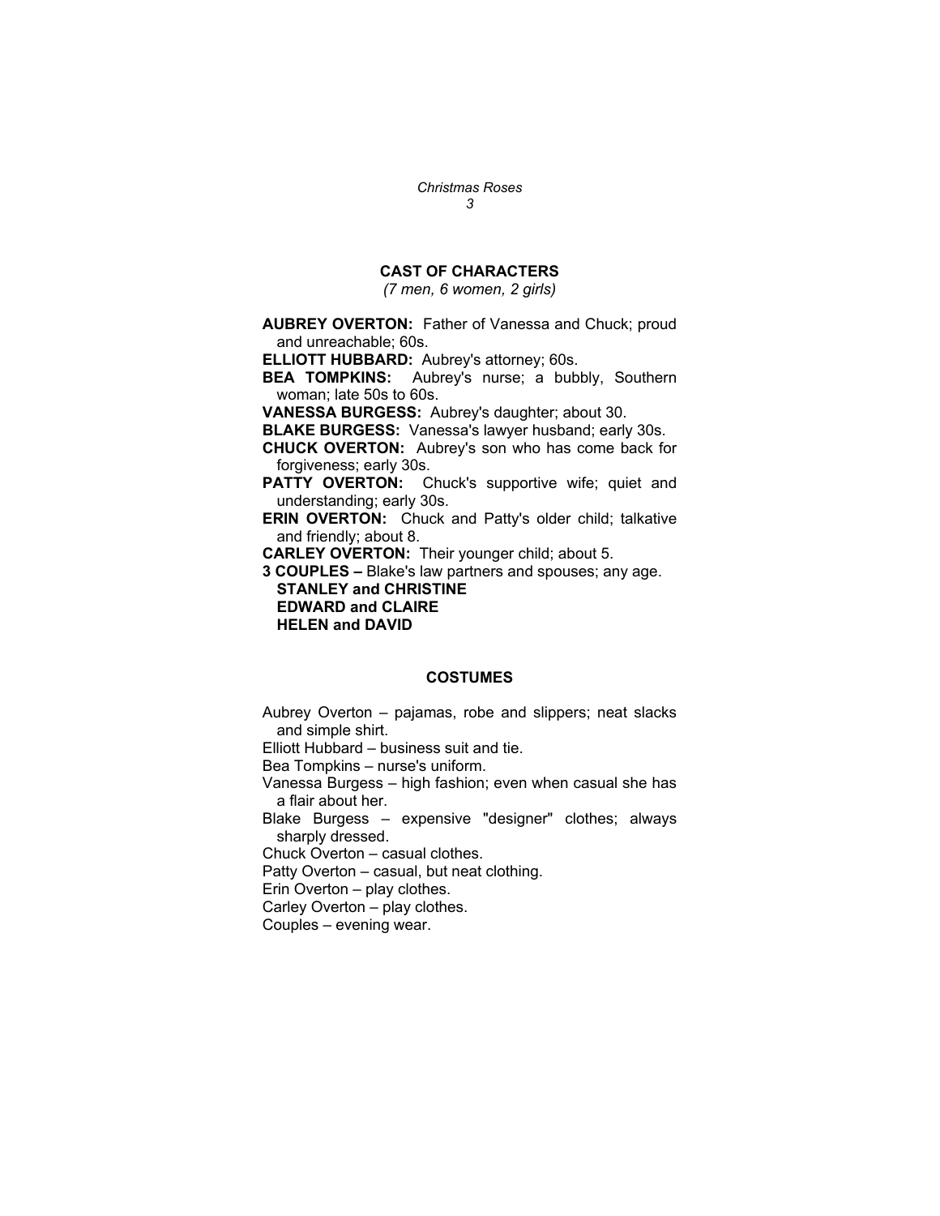## CAST OF CHARACTERS

*(7 men, 6 women, 2 girls)*

**AUBREY OVERTON:** Father of Vanessa and Chuck; proud and unreachable; 60s.

**ELLIOTT HUBBARD:** Aubrey's attorney; 60s.

**BEA TOMPKINS:** Aubrey's nurse; a bubbly, Southern woman; late 50s to 60s.

**VANESSA BURGESS:** Aubrey's daughter; about 30.

**BLAKE BURGESS:** Vanessa's lawyer husband; early 30s.

**CHUCK OVERTON:** Aubrey's son who has come back for forgiveness; early 30s.

**PATTY OVERTON:** Chuck's supportive wife; quiet and understanding; early 30s.

**ERIN OVERTON:** Chuck and Patty's older child; talkative and friendly; about 8.

**CARLEY OVERTON:** Their younger child; about 5.

**3 COUPLES –** Blake's law partners and spouses; any age.
**STANLEY and CHRISTINE**
**EDWARD and CLAIRE**
**HELEN and DAVID**

## COSTUMES

Aubrey Overton – pajamas, robe and slippers; neat slacks and simple shirt.

Elliott Hubbard – business suit and tie.

Bea Tompkins – nurse's uniform.

Vanessa Burgess – high fashion; even when casual she has a flair about her.

Blake Burgess – expensive "designer" clothes; always sharply dressed.

Chuck Overton – casual clothes.

Patty Overton – casual, but neat clothing.

Erin Overton – play clothes.

Carley Overton – play clothes.

Couples – evening wear.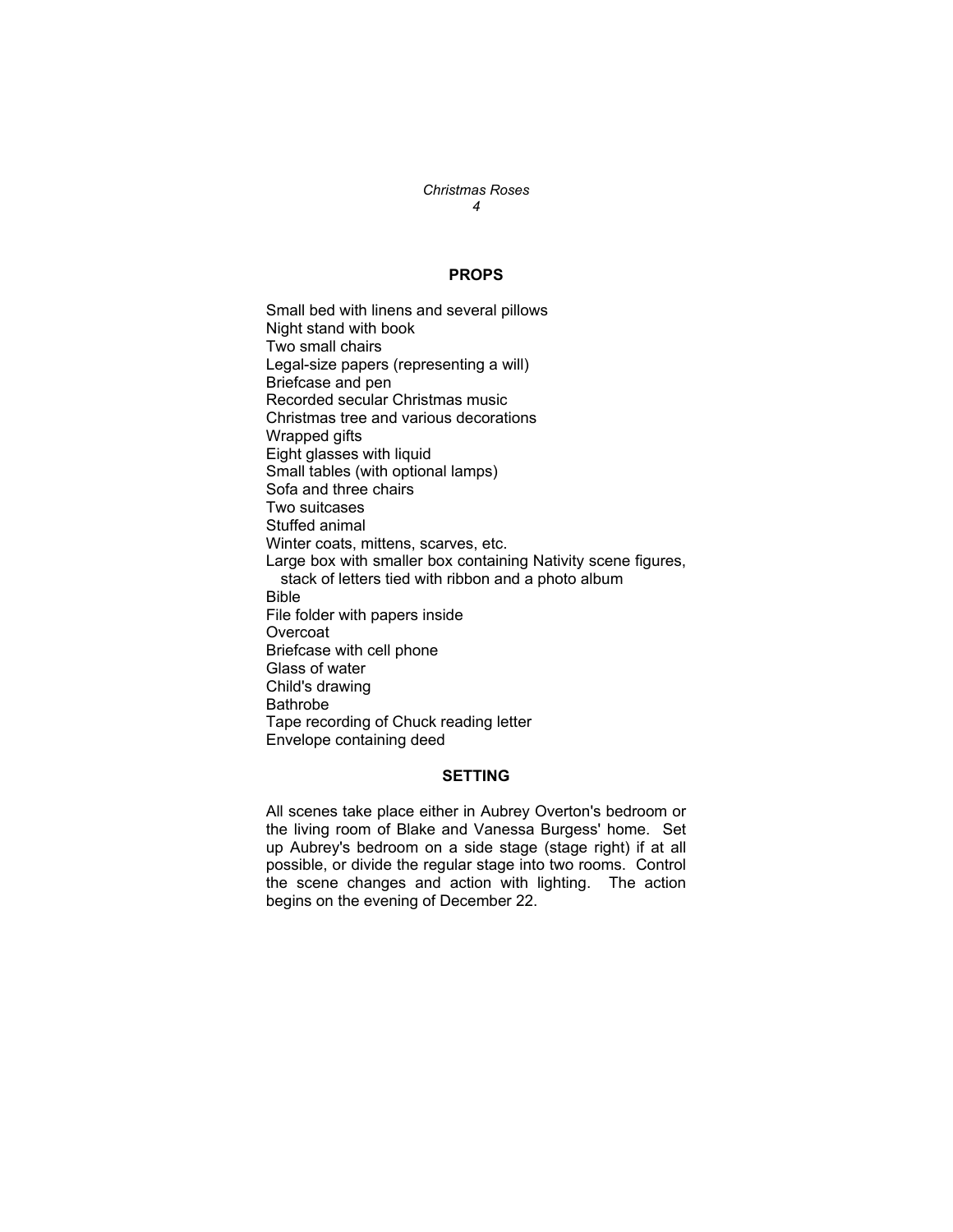## PROPS

Small bed with linens and several pillows
Night stand with book
Two small chairs
Legal-size papers (representing a will)
Briefcase and pen
Recorded secular Christmas music
Christmas tree and various decorations
Wrapped gifts
Eight glasses with liquid
Small tables (with optional lamps)
Sofa and three chairs
Two suitcases
Stuffed animal
Winter coats, mittens, scarves, etc.
Large box with smaller box containing Nativity scene figures, stack of letters tied with ribbon and a photo album
Bible
File folder with papers inside
Overcoat
Briefcase with cell phone
Glass of water
Child's drawing
Bathrobe
Tape recording of Chuck reading letter
Envelope containing deed

## SETTING

All scenes take place either in Aubrey Overton's bedroom or the living room of Blake and Vanessa Burgess' home. Set up Aubrey's bedroom on a side stage (stage right) if at all possible, or divide the regular stage into two rooms. Control the scene changes and action with lighting. The action begins on the evening of December 22.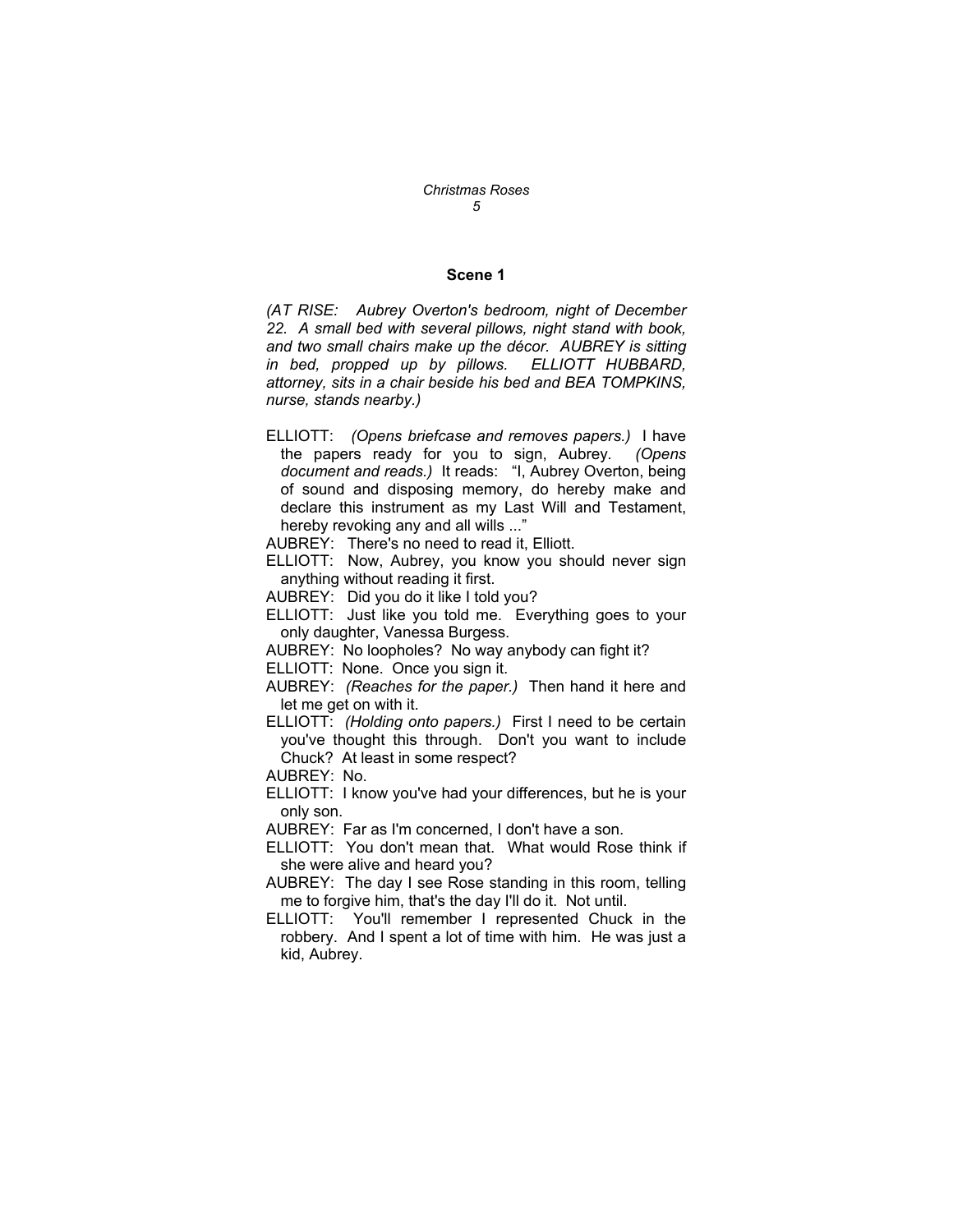## Scene 1

*(AT RISE: Aubrey Overton's bedroom, night of December 22. A small bed with several pillows, night stand with book, and two small chairs make up the décor. AUBREY is sitting in bed, propped up by pillows. ELLIOTT HUBBARD, attorney, sits in a chair beside his bed and BEA TOMPKINS, nurse, stands nearby.)*

ELLIOTT: *(Opens briefcase and removes papers.)* I have the papers ready for you to sign, Aubrey. *(Opens document and reads.)* It reads: "I, Aubrey Overton, being of sound and disposing memory, do hereby make and declare this instrument as my Last Will and Testament, hereby revoking any and all wills ..."

AUBREY: There's no need to read it, Elliott.

ELLIOTT: Now, Aubrey, you know you should never sign anything without reading it first.

AUBREY: Did you do it like I told you?

ELLIOTT: Just like you told me. Everything goes to your only daughter, Vanessa Burgess.

AUBREY: No loopholes? No way anybody can fight it?

ELLIOTT: None. Once you sign it.

AUBREY: *(Reaches for the paper.)* Then hand it here and let me get on with it.

ELLIOTT: *(Holding onto papers.)* First I need to be certain you've thought this through. Don't you want to include Chuck? At least in some respect?

AUBREY: No.

ELLIOTT: I know you've had your differences, but he is your only son.

AUBREY: Far as I'm concerned, I don't have a son.

ELLIOTT: You don't mean that. What would Rose think if she were alive and heard you?

AUBREY: The day I see Rose standing in this room, telling me to forgive him, that's the day I'll do it. Not until.

ELLIOTT: You'll remember I represented Chuck in the robbery. And I spent a lot of time with him. He was just a kid, Aubrey.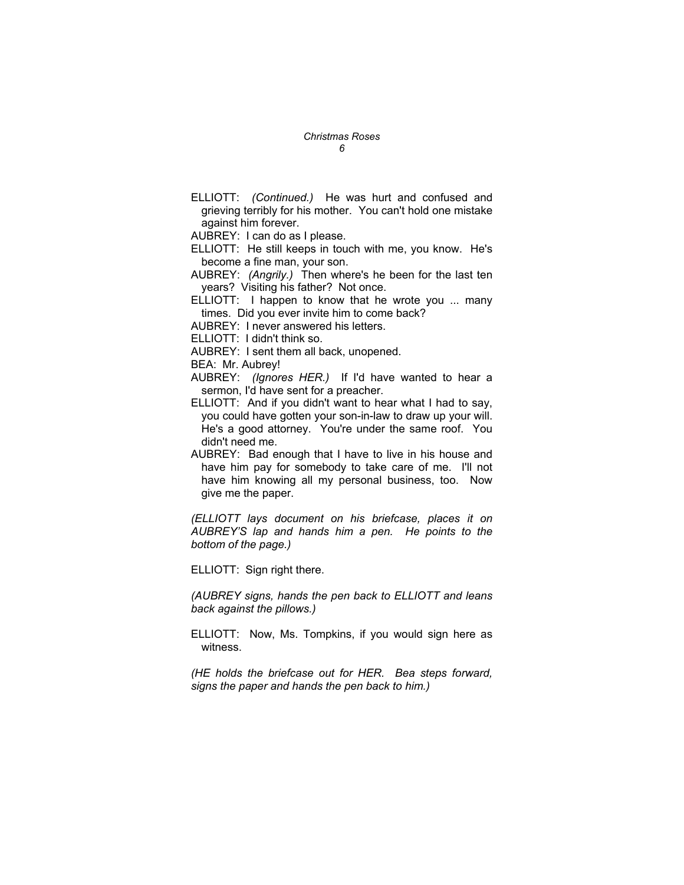ELLIOTT: *(Continued.)* He was hurt and confused and grieving terribly for his mother. You can't hold one mistake against him forever.

AUBREY: I can do as I please.

ELLIOTT: He still keeps in touch with me, you know. He's become a fine man, your son.

AUBREY: *(Angrily.)* Then where's he been for the last ten years? Visiting his father? Not once.

ELLIOTT: I happen to know that he wrote you ... many times. Did you ever invite him to come back?

AUBREY: I never answered his letters.

ELLIOTT: I didn't think so.

AUBREY: I sent them all back, unopened.

BEA: Mr. Aubrey!

AUBREY: *(Ignores HER.)* If I'd have wanted to hear a sermon, I'd have sent for a preacher.

ELLIOTT: And if you didn't want to hear what I had to say, you could have gotten your son-in-law to draw up your will. He's a good attorney. You're under the same roof. You didn't need me.

AUBREY: Bad enough that I have to live in his house and have him pay for somebody to take care of me. I'll not have him knowing all my personal business, too. Now give me the paper.

*(ELLIOTT lays document on his briefcase, places it on AUBREY'S lap and hands him a pen. He points to the bottom of the page.)*

ELLIOTT: Sign right there.

*(AUBREY signs, hands the pen back to ELLIOTT and leans back against the pillows.)*

ELLIOTT: Now, Ms. Tompkins, if you would sign here as witness.

*(HE holds the briefcase out for HER. Bea steps forward, signs the paper and hands the pen back to him.)*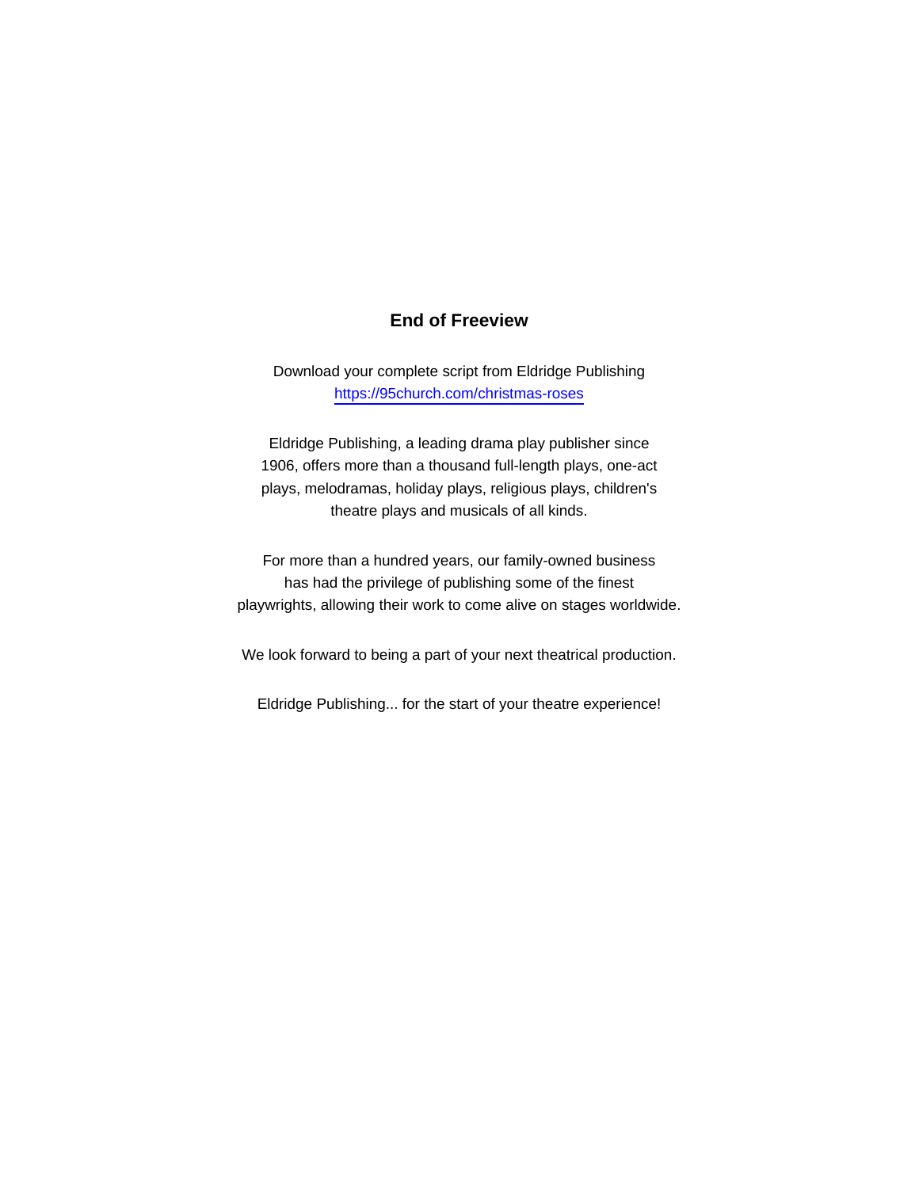## End of Freeview

Download your complete script from Eldridge Publishing
https://95church.com/christmas-roses

Eldridge Publishing, a leading drama play publisher since 1906, offers more than a thousand full-length plays, one-act plays, melodramas, holiday plays, religious plays, children's theatre plays and musicals of all kinds.

For more than a hundred years, our family-owned business has had the privilege of publishing some of the finest playwrights, allowing their work to come alive on stages worldwide.

We look forward to being a part of your next theatrical production.

Eldridge Publishing... for the start of your theatre experience!